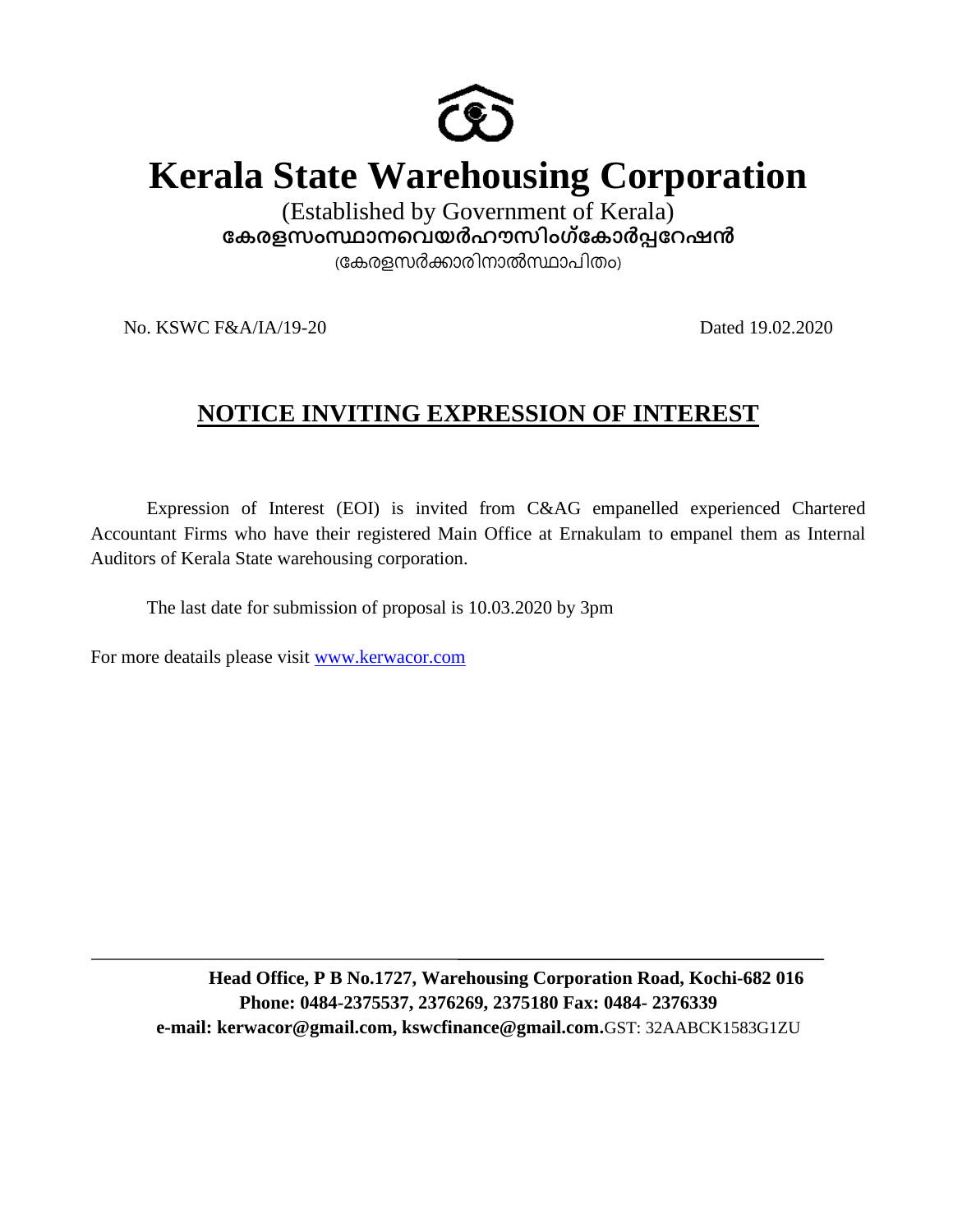# Kerala State Warehousing Corporation

(Established by Government of Kerala)

**കേരളസംസ്ഥാനവെയർഹൗസിംഗ്കോർപ്പറേഷൻ**

(കേരളസർക്കാരിനാൽസ്ഥാപിതം)

No. KSWC F&A/IA/19-20 Dated 19.02.2020

## NOTICE INVITING EXPRESSION OF INTEREST

Expression of Interest (EOI) is invited from C&AG empanelled experienced Chartered Accountant Firms who have their registered Main Office at Ernakulam to empanel them as Internal Auditors of Kerala State warehousing corporation.

The last date for submission of proposal is 10.03.2020 by 3pm

For more deatails please visit www.kerwacor.com

**Head Office, P B No.1727, Warehousing Corporation Road, Kochi-682 016**
**Phone: 0484-2375537, 2376269, 2375180 Fax: 0484- 2376339**
**e-mail: kerwacor@gmail.com, kswcfinance@gmail.com.**GST: 32AABCK1583G1ZU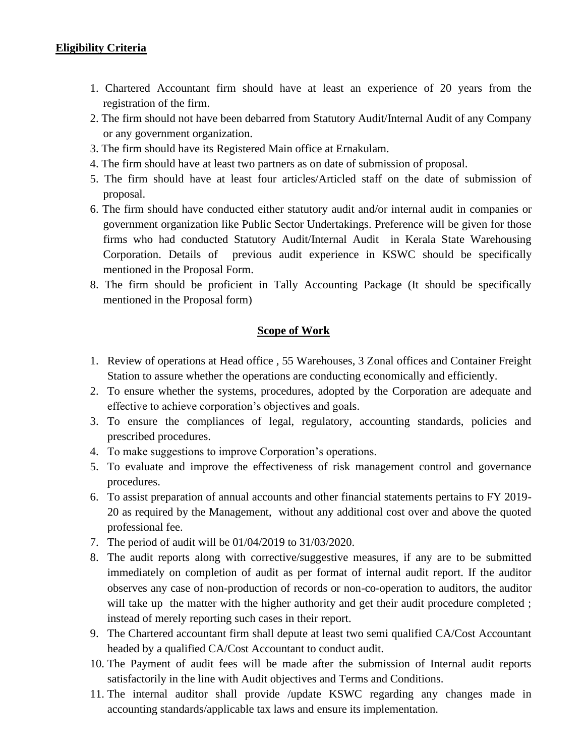**Eligibility Criteria**

1. Chartered Accountant firm should have at least an experience of 20 years from the registration of the firm.
2. The firm should not have been debarred from Statutory Audit/Internal Audit of any Company or any government organization.
3. The firm should have its Registered Main office at Ernakulam.
4. The firm should have at least two partners as on date of submission of proposal.
5. The firm should have at least four articles/Articled staff on the date of submission of proposal.
6. The firm should have conducted either statutory audit and/or internal audit in companies or government organization like Public Sector Undertakings. Preference will be given for those firms who had conducted Statutory Audit/Internal Audit in Kerala State Warehousing Corporation. Details of previous audit experience in KSWC should be specifically mentioned in the Proposal Form.
8. The firm should be proficient in Tally Accounting Package (It should be specifically mentioned in the Proposal form)

**Scope of Work**

1. Review of operations at Head office , 55 Warehouses, 3 Zonal offices and Container Freight Station to assure whether the operations are conducting economically and efficiently.
2. To ensure whether the systems, procedures, adopted by the Corporation are adequate and effective to achieve corporation's objectives and goals.
3. To ensure the compliances of legal, regulatory, accounting standards, policies and prescribed procedures.
4. To make suggestions to improve Corporation's operations.
5. To evaluate and improve the effectiveness of risk management control and governance procedures.
6. To assist preparation of annual accounts and other financial statements pertains to FY 2019-20 as required by the Management, without any additional cost over and above the quoted professional fee.
7. The period of audit will be 01/04/2019 to 31/03/2020.
8. The audit reports along with corrective/suggestive measures, if any are to be submitted immediately on completion of audit as per format of internal audit report. If the auditor observes any case of non-production of records or non-co-operation to auditors, the auditor will take up the matter with the higher authority and get their audit procedure completed ; instead of merely reporting such cases in their report.
9. The Chartered accountant firm shall depute at least two semi qualified CA/Cost Accountant headed by a qualified CA/Cost Accountant to conduct audit.
10. The Payment of audit fees will be made after the submission of Internal audit reports satisfactorily in the line with Audit objectives and Terms and Conditions.
11. The internal auditor shall provide /update KSWC regarding any changes made in accounting standards/applicable tax laws and ensure its implementation.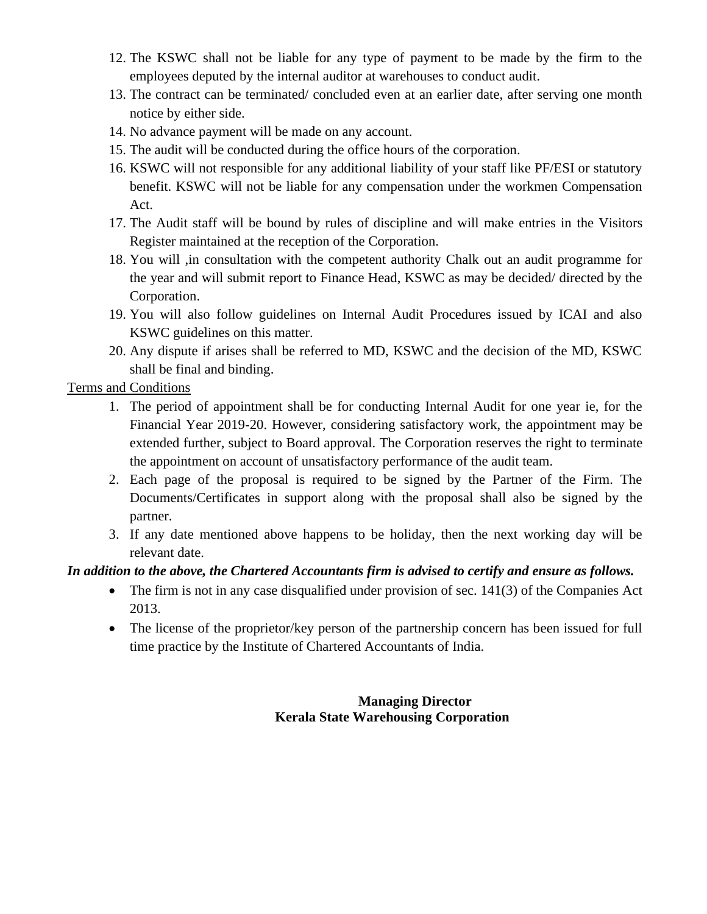12. The KSWC shall not be liable for any type of payment to be made by the firm to the employees deputed by the internal auditor at warehouses to conduct audit.
13. The contract can be terminated/ concluded even at an earlier date, after serving one month notice by either side.
14. No advance payment will be made on any account.
15. The audit will be conducted during the office hours of the corporation.
16. KSWC will not responsible for any additional liability of your staff like PF/ESI or statutory benefit. KSWC will not be liable for any compensation under the workmen Compensation Act.
17. The Audit staff will be bound by rules of discipline and will make entries in the Visitors Register maintained at the reception of the Corporation.
18. You will ,in consultation with the competent authority Chalk out an audit programme for the year and will submit report to Finance Head, KSWC as may be decided/ directed by the Corporation.
19. You will also follow guidelines on Internal Audit Procedures issued by ICAI and also KSWC guidelines on this matter.
20. Any dispute if arises shall be referred to MD, KSWC and the decision of the MD, KSWC shall be final and binding.

<u>Terms and Conditions</u>

1. The period of appointment shall be for conducting Internal Audit for one year ie, for the Financial Year 2019-20. However, considering satisfactory work, the appointment may be extended further, subject to Board approval. The Corporation reserves the right to terminate the appointment on account of unsatisfactory performance of the audit team.
2. Each page of the proposal is required to be signed by the Partner of the Firm. The Documents/Certificates in support along with the proposal shall also be signed by the partner.
3. If any date mentioned above happens to be holiday, then the next working day will be relevant date.

***In addition to the above, the Chartered Accountants firm is advised to certify and ensure as follows.***

- The firm is not in any case disqualified under provision of sec. 141(3) of the Companies Act 2013.
- The license of the proprietor/key person of the partnership concern has been issued for full time practice by the Institute of Chartered Accountants of India.

**Managing Director**
**Kerala State Warehousing Corporation**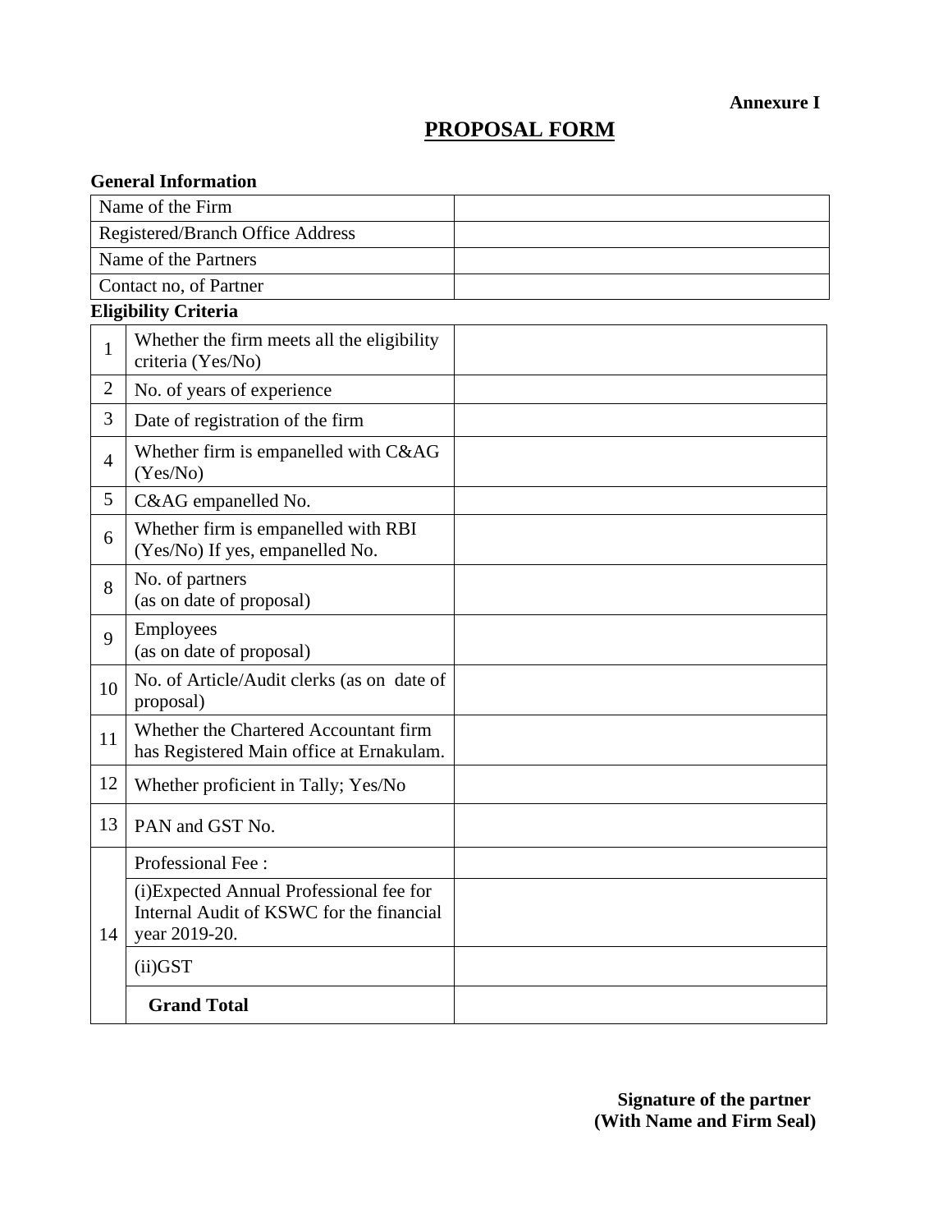**Annexure I**

# PROPOSAL FORM

**General Information**

| | |
|---|---|
| Name of the Firm | |
| Registered/Branch Office Address | |
| Name of the Partners | |
| Contact no, of Partner | |

**Eligibility Criteria**

| | | |
|---|---|---|
| 1 | Whether the firm meets all the eligibility criteria (Yes/No) | |
| 2 | No. of years of experience | |
| 3 | Date of registration of the firm | |
| 4 | Whether firm is empanelled with C&AG (Yes/No) | |
| 5 | C&AG empanelled No. | |
| 6 | Whether firm is empanelled with RBI (Yes/No) If yes, empanelled No. | |
| 8 | No. of partners (as on date of proposal) | |
| 9 | Employees (as on date of proposal) | |
| 10 | No. of Article/Audit clerks (as on date of proposal) | |
| 11 | Whether the Chartered Accountant firm has Registered Main office at Ernakulam. | |
| 12 | Whether proficient in Tally; Yes/No | |
| 13 | PAN and GST No. | |
| 14 | Professional Fee : | |
| | (i)Expected Annual Professional fee for Internal Audit of KSWC for the financial year 2019-20. | |
| | (ii)GST | |
| | **Grand Total** | |

**Signature of the partner**
**(With Name and Firm Seal)**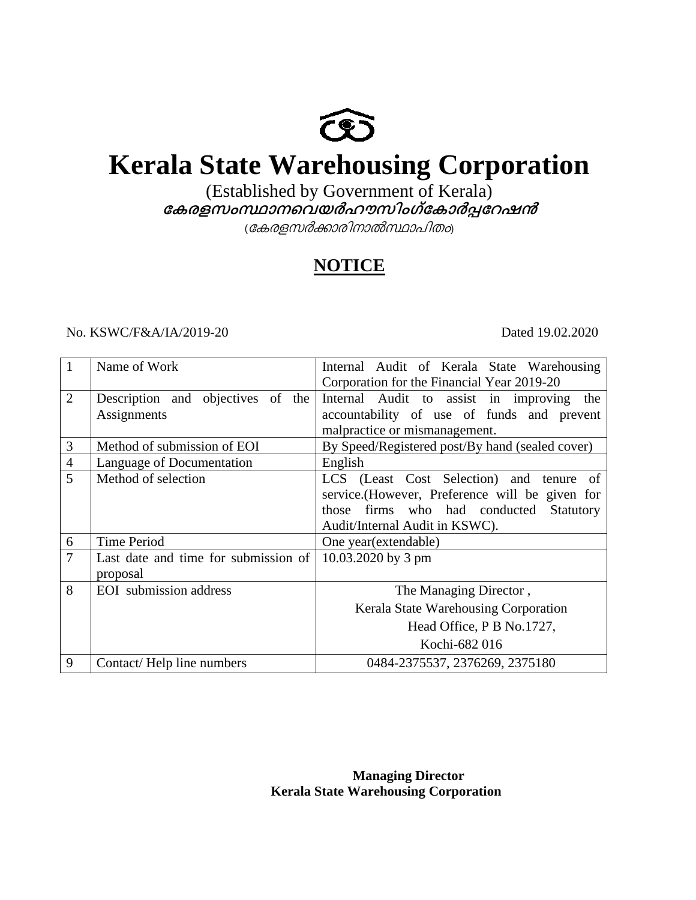# Kerala State Warehousing Corporation

(Established by Government of Kerala)

**കേരളസംസ്ഥാനവെയർഹൗസിംഗ്കോർപ്പറേഷൻ**

(കേരളസർക്കാരിനാൽസ്ഥാപിതം)

## NOTICE

No. KSWC/F&A/IA/2019-20 Dated 19.02.2020

| | | |
|---|---|---|
| 1 | Name of Work | Internal Audit of Kerala State Warehousing Corporation for the Financial Year 2019-20 |
| 2 | Description and objectives of the Assignments | Internal Audit to assist in improving the accountability of use of funds and prevent malpractice or mismanagement. |
| 3 | Method of submission of EOI | By Speed/Registered post/By hand (sealed cover) |
| 4 | Language of Documentation | English |
| 5 | Method of selection | LCS (Least Cost Selection) and tenure of service.(However, Preference will be given for those firms who had conducted Statutory Audit/Internal Audit in KSWC). |
| 6 | Time Period | One year(extendable) |
| 7 | Last date and time for submission of proposal | 10.03.2020 by 3 pm |
| 8 | EOI submission address | The Managing Director ,<br>Kerala State Warehousing Corporation<br>Head Office, P B No.1727,<br>Kochi-682 016 |
| 9 | Contact/ Help line numbers | 0484-2375537, 2376269, 2375180 |

**Managing Director**
**Kerala State Warehousing Corporation**